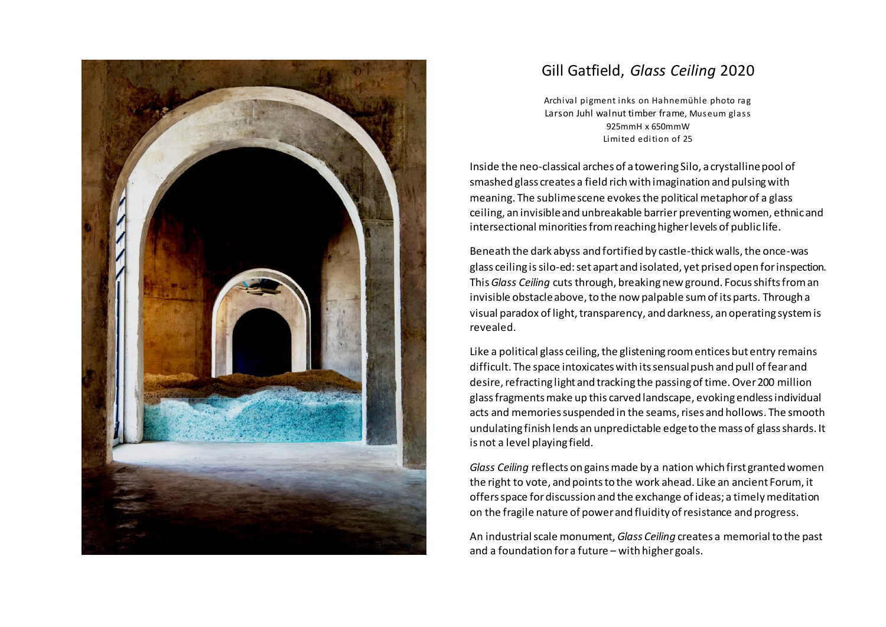# Gill Gatfield, *Glass Ceiling* 2020

Archival pigment inks on Hahnemühle photo rag
Larson Juhl walnut timber frame, Museum glass
925mmH x 650mmW
Limited edition of 25

Inside the neo-classical arches of a towering Silo, a crystalline pool of smashed glass creates a field rich with imagination and pulsing with meaning. The sublime scene evokes the political metaphor of a glass ceiling, an invisible and unbreakable barrier preventing women, ethnic and intersectional minorities from reaching higher levels of public life.

Beneath the dark abyss and fortified by castle-thick walls, the once-was glass ceiling is silo-ed: set apart and isolated, yet prised open for inspection. This *Glass Ceiling* cuts through, breaking new ground. Focus shifts from an invisible obstacle above, to the now palpable sum of its parts. Through a visual paradox of light, transparency, and darkness, an operating system is revealed.

Like a political glass ceiling, the glistening room entices but entry remains difficult. The space intoxicates with its sensual push and pull of fear and desire, refracting light and tracking the passing of time. Over 200 million glass fragments make up this carved landscape, evoking endless individual acts and memories suspended in the seams, rises and hollows. The smooth undulating finish lends an unpredictable edge to the mass of glass shards. It is not a level playing field.

*Glass Ceiling* reflects on gains made by a nation which first granted women the right to vote, and points to the work ahead. Like an ancient Forum, it offers space for discussion and the exchange of ideas; a timely meditation on the fragile nature of power and fluidity of resistance and progress.

An industrial scale monument, *Glass Ceiling* creates a memorial to the past and a foundation for a future – with higher goals.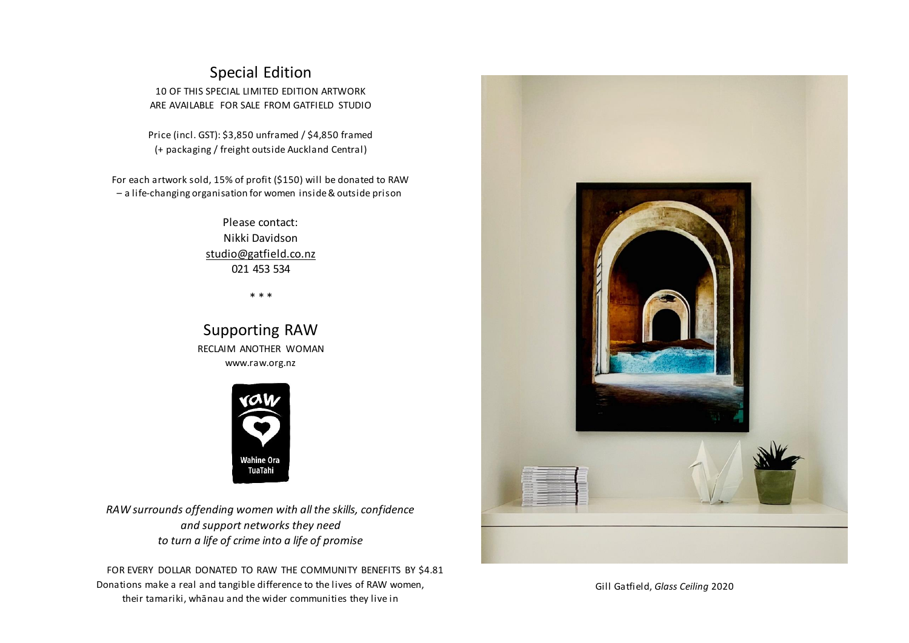## Special Edition

10 OF THIS SPECIAL LIMITED EDITION ARTWORK
ARE AVAILABLE FOR SALE FROM GATFIELD STUDIO

Price (incl. GST): $3,850 unframed / $4,850 framed
(+ packaging / freight outside Auckland Central)

For each artwork sold, 15% of profit ($150) will be donated to RAW
– a life-changing organisation for women inside & outside prison

Please contact:
Nikki Davidson
studio@gatfield.co.nz
021 453 534

\* \* \*

## Supporting RAW

RECLAIM ANOTHER WOMAN
www.raw.org.nz

raw
Wahine Ora
TuaTahi

*RAW surrounds offending women with all the skills, confidence
and support networks they need
to turn a life of crime into a life of promise*

FOR EVERY DOLLAR DONATED TO RAW THE COMMUNITY BENEFITS BY $4.81
Donations make a real and tangible difference to the lives of RAW women,
their tamariki, whānau and the wider communities they live in

Gill Gatfield, *Glass Ceiling* 2020